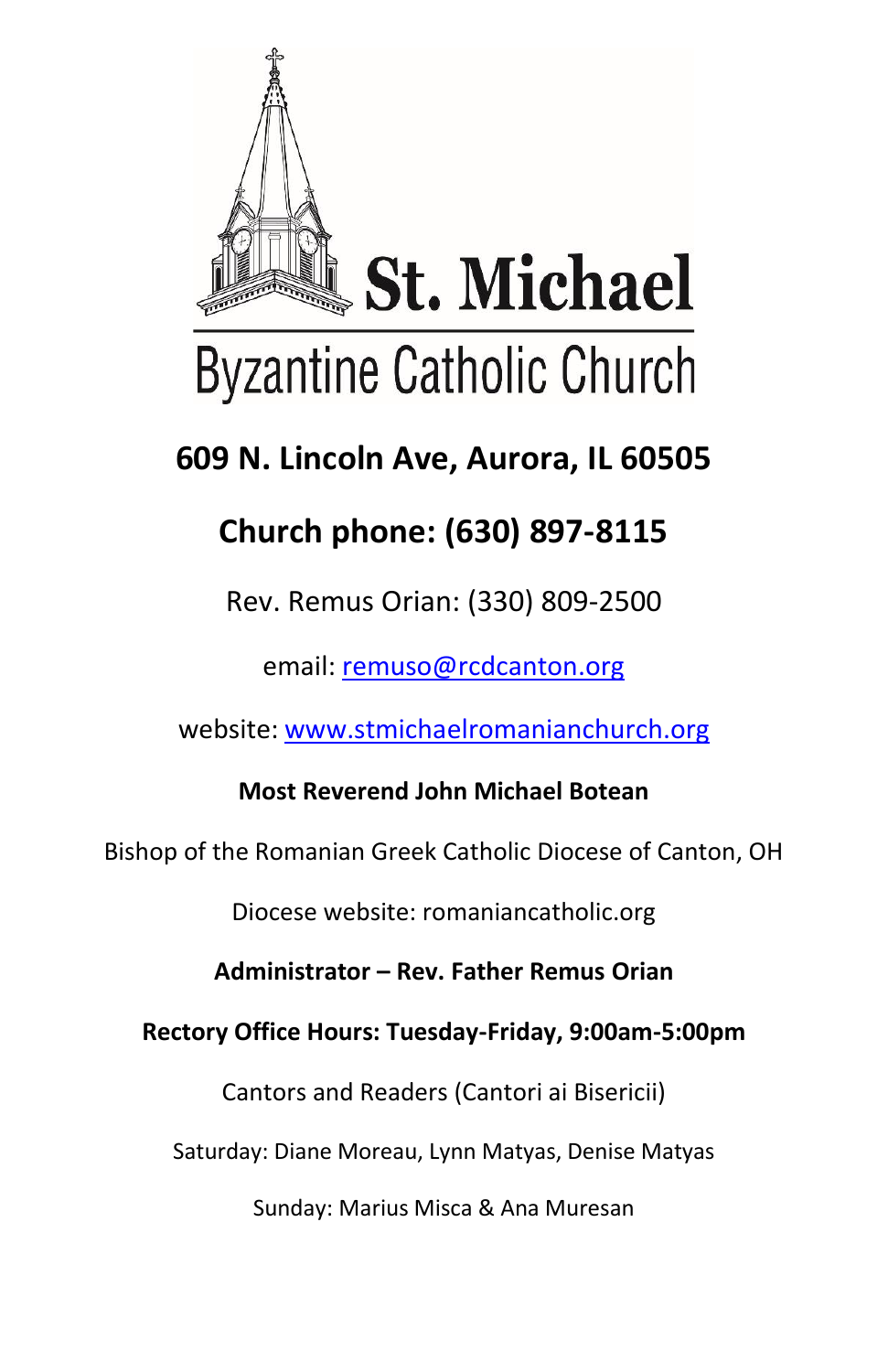# St. Michael

## Byzantine Catholic Church

**609 N. Lincoln Ave, Aurora, IL 60505**

**Church phone: (630) 897-8115**

Rev. Remus Orian: (330) 809-2500

email: remuso@rcdcanton.org

website: www.stmichaelromanianchurch.org

**Most Reverend John Michael Botean**

Bishop of the Romanian Greek Catholic Diocese of Canton, OH

Diocese website: romaniancatholic.org

**Administrator – Rev. Father Remus Orian**

**Rectory Office Hours: Tuesday-Friday, 9:00am-5:00pm**

Cantors and Readers (Cantori ai Bisericii)

Saturday: Diane Moreau, Lynn Matyas, Denise Matyas

Sunday: Marius Misca & Ana Muresan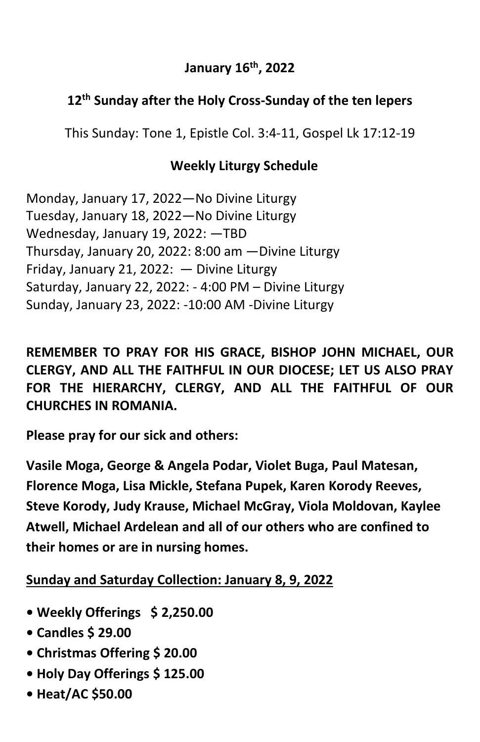**January 16th, 2022**

**12th Sunday after the Holy Cross-Sunday of the ten lepers**

This Sunday: Tone 1, Epistle Col. 3:4-11, Gospel Lk 17:12-19

**Weekly Liturgy Schedule**

Monday, January 17, 2022—No Divine Liturgy
Tuesday, January 18, 2022—No Divine Liturgy
Wednesday, January 19, 2022: —TBD
Thursday, January 20, 2022: 8:00 am —Divine Liturgy
Friday, January 21, 2022: — Divine Liturgy
Saturday, January 22, 2022: - 4:00 PM – Divine Liturgy
Sunday, January 23, 2022: -10:00 AM -Divine Liturgy

**REMEMBER TO PRAY FOR HIS GRACE, BISHOP JOHN MICHAEL, OUR CLERGY, AND ALL THE FAITHFUL IN OUR DIOCESE; LET US ALSO PRAY FOR THE HIERARCHY, CLERGY, AND ALL THE FAITHFUL OF OUR CHURCHES IN ROMANIA.**

**Please pray for our sick and others:**

**Vasile Moga, George & Angela Podar, Violet Buga, Paul Matesan, Florence Moga, Lisa Mickle, Stefana Pupek, Karen Korody Reeves, Steve Korody, Judy Krause, Michael McGray, Viola Moldovan, Kaylee Atwell, Michael Ardelean and all of our others who are confined to their homes or are in nursing homes.**

**Sunday and Saturday Collection: January 8, 9, 2022**

- **Weekly Offerings $ 2,250.00**
- **Candles $ 29.00**
- **Christmas Offering $ 20.00**
- **Holy Day Offerings $ 125.00**
- **Heat/AC $50.00**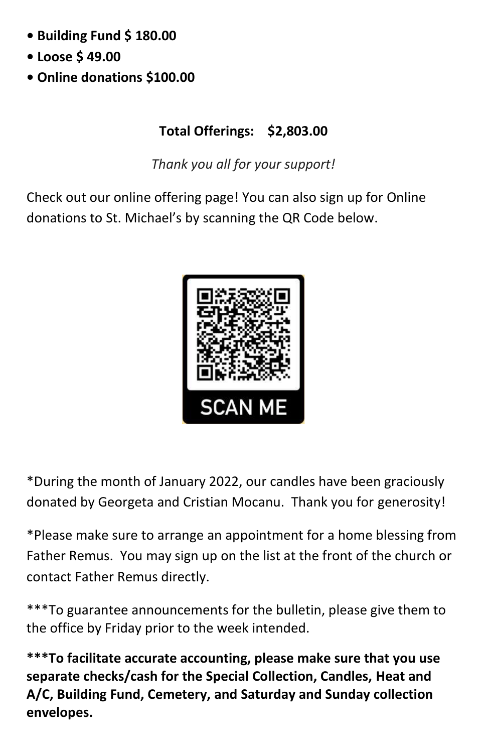- **Building Fund $ 180.00**
- **Loose $ 49.00**
- **Online donations $100.00**

**Total Offerings: $2,803.00**

*Thank you all for your support!*

Check out our online offering page! You can also sign up for Online donations to St. Michael's by scanning the QR Code below.

SCAN ME

*During the month of January 2022, our candles have been graciously donated by Georgeta and Cristian Mocanu. Thank you for generosity!

*Please make sure to arrange an appointment for a home blessing from Father Remus. You may sign up on the list at the front of the church or contact Father Remus directly.

***To guarantee announcements for the bulletin, please give them to the office by Friday prior to the week intended.

**\*\*\*To facilitate accurate accounting, please make sure that you use separate checks/cash for the Special Collection, Candles, Heat and A/C, Building Fund, Cemetery, and Saturday and Sunday collection envelopes.**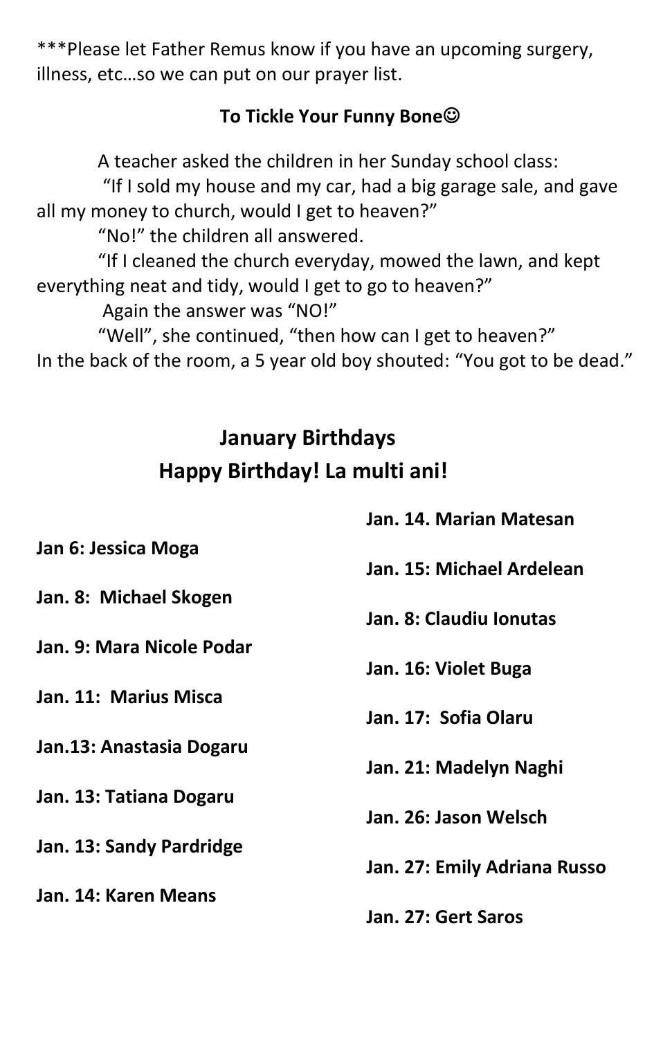***Please let Father Remus know if you have an upcoming surgery, illness, etc…so we can put on our prayer list.

**To Tickle Your Funny Bone☺**

A teacher asked the children in her Sunday school class:

"If I sold my house and my car, had a big garage sale, and gave all my money to church, would I get to heaven?"

"No!" the children all answered.

"If I cleaned the church everyday, mowed the lawn, and kept everything neat and tidy, would I get to go to heaven?"

Again the answer was "NO!"

"Well", she continued, "then how can I get to heaven?"

In the back of the room, a 5 year old boy shouted: "You got to be dead."

## January Birthdays

## Happy Birthday! La multi ani!

**Jan 6: Jessica Moga**

**Jan. 8: Michael Skogen**

**Jan. 9: Mara Nicole Podar**

**Jan. 11: Marius Misca**

**Jan.13: Anastasia Dogaru**

**Jan. 13: Tatiana Dogaru**

**Jan. 13: Sandy Pardridge**

**Jan. 14: Karen Means**

**Jan. 14. Marian Matesan**

**Jan. 15: Michael Ardelean**

**Jan. 8: Claudiu Ionutas**

**Jan. 16: Violet Buga**

**Jan. 17: Sofia Olaru**

**Jan. 21: Madelyn Naghi**

**Jan. 26: Jason Welsch**

**Jan. 27: Emily Adriana Russo**

**Jan. 27: Gert Saros**